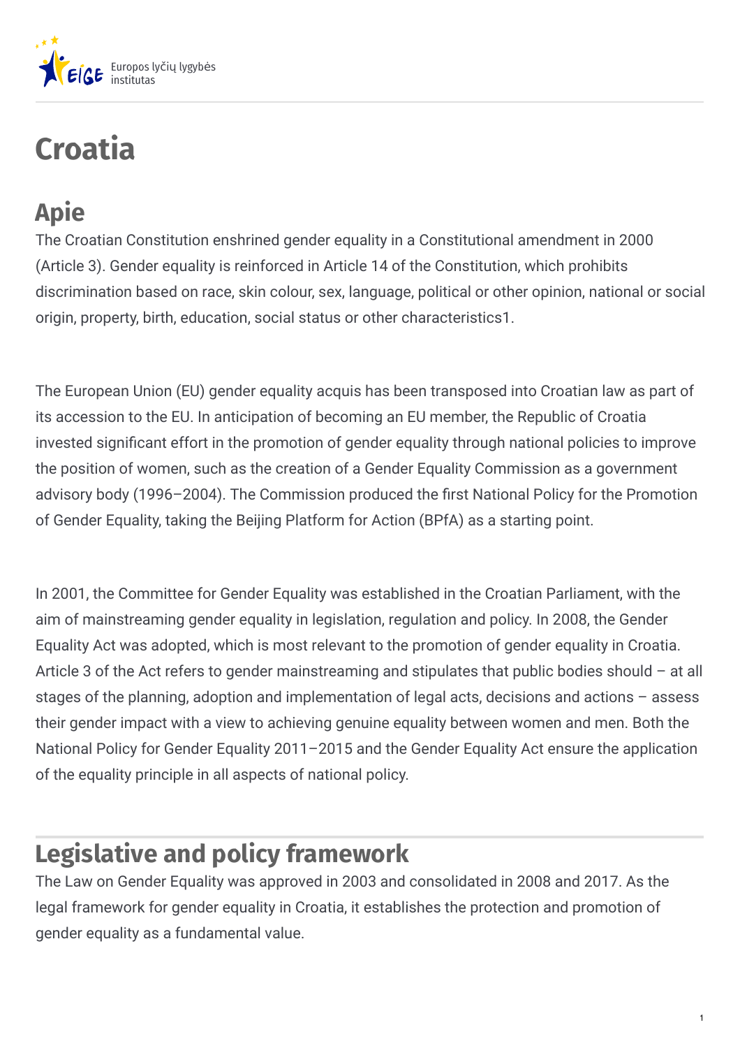# Croatia

## Apie

The Croatian Constitution enshrined gender equality in a Constitutional amendment in 2000 (Article 3). Gender equality is reinforced in Article 14 of the Constitution, which prohibits discrimination based on race, skin colour, sex, language, political or other opinion, national or social origin, property, birth, education, social status or other characteristics[1].

The European Union (EU) gender equality acquis has been transposed into Croatian law as part of its accession to the EU. In anticipation of becoming an EU member, the Republic of Croatia invested significant effort in the promotion of gender equality through national policies to improve the position of women, such as the creation of a Gender Equality Commission as a government advisory body (1996–2004). The Commission produced the first National Policy for the Promotion of Gender Equality, taking the Beijing Platform for Action (BPfA) as a starting point.

In 2001, the Committee for Gender Equality was established in the Croatian Parliament, with the aim of mainstreaming gender equality in legislation, regulation and policy. In 2008, the Gender Equality Act was adopted, which is most relevant to the promotion of gender equality in Croatia. Article 3 of the Act refers to gender mainstreaming and stipulates that public bodies should – at all stages of the planning, adoption and implementation of legal acts, decisions and actions – assess their gender impact with a view to achieving genuine equality between women and men. Both the National Policy for Gender Equality 2011–2015 and the Gender Equality Act ensure the application of the equality principle in all aspects of national policy.

## Legislative and policy framework

The Law on Gender Equality was approved in 2003 and consolidated in 2008 and 2017. As the legal framework for gender equality in Croatia, it establishes the protection and promotion of gender equality as a fundamental value.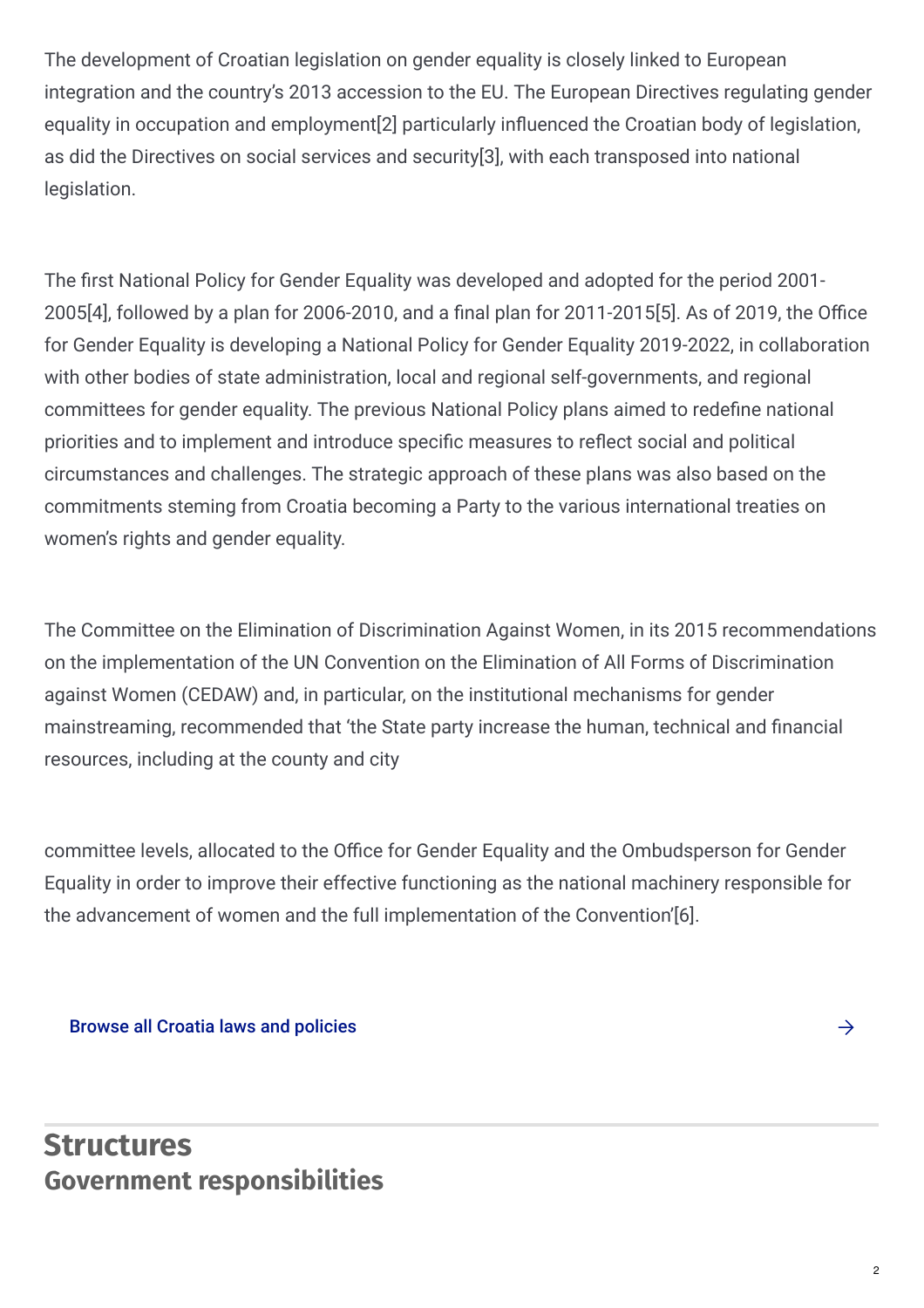The development of Croatian legislation on gender equality is closely linked to European integration and the country's 2013 accession to the EU. The European Directives regulating gender equality in occupation and employment[2] particularly influenced the Croatian body of legislation, as did the Directives on social services and security[3], with each transposed into national legislation.

The first National Policy for Gender Equality was developed and adopted for the period 2001-2005[4], followed by a plan for 2006-2010, and a final plan for 2011-2015[5]. As of 2019, the Office for Gender Equality is developing a National Policy for Gender Equality 2019-2022, in collaboration with other bodies of state administration, local and regional self-governments, and regional committees for gender equality. The previous National Policy plans aimed to redefine national priorities and to implement and introduce specific measures to reflect social and political circumstances and challenges. The strategic approach of these plans was also based on the commitments steming from Croatia becoming a Party to the various international treaties on women's rights and gender equality.

The Committee on the Elimination of Discrimination Against Women, in its 2015 recommendations on the implementation of the UN Convention on the Elimination of All Forms of Discrimination against Women (CEDAW) and, in particular, on the institutional mechanisms for gender mainstreaming, recommended that 'the State party increase the human, technical and financial resources, including at the county and city committee levels, allocated to the Office for Gender Equality and the Ombudsperson for Gender Equality in order to improve their effective functioning as the national machinery responsible for the advancement of women and the full implementation of the Convention'[6].

Browse all Croatia laws and policies →

## Structures

### Government responsibilities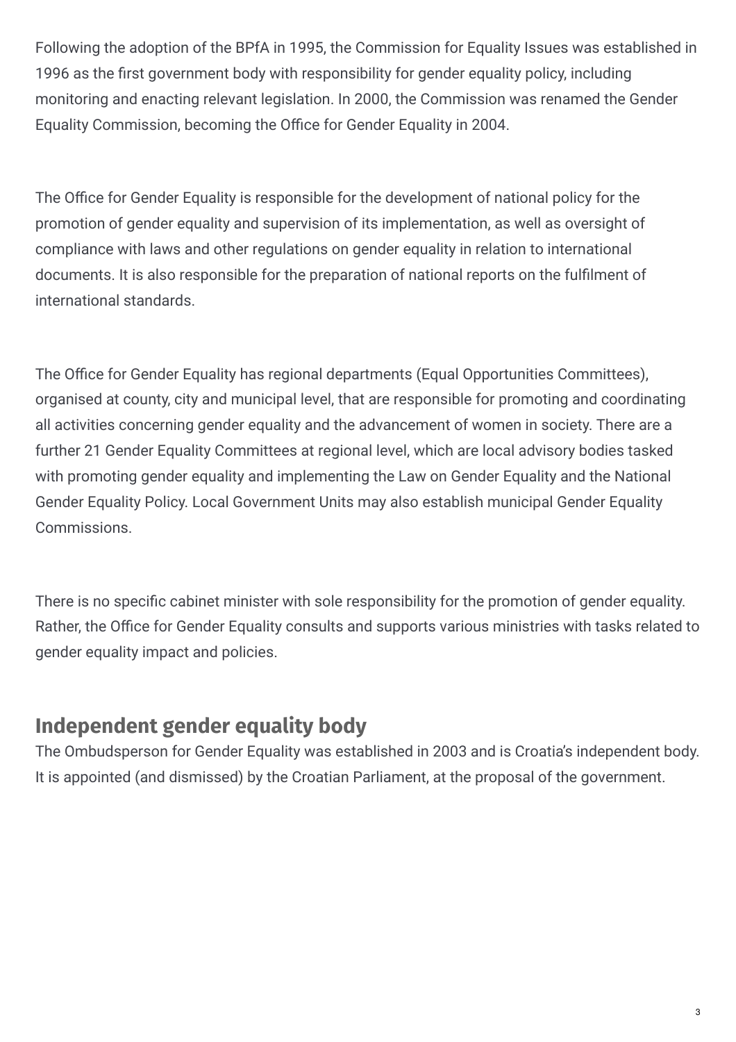Following the adoption of the BPfA in 1995, the Commission for Equality Issues was established in 1996 as the first government body with responsibility for gender equality policy, including monitoring and enacting relevant legislation. In 2000, the Commission was renamed the Gender Equality Commission, becoming the Office for Gender Equality in 2004.

The Office for Gender Equality is responsible for the development of national policy for the promotion of gender equality and supervision of its implementation, as well as oversight of compliance with laws and other regulations on gender equality in relation to international documents. It is also responsible for the preparation of national reports on the fulfilment of international standards.

The Office for Gender Equality has regional departments (Equal Opportunities Committees), organised at county, city and municipal level, that are responsible for promoting and coordinating all activities concerning gender equality and the advancement of women in society. There are a further 21 Gender Equality Committees at regional level, which are local advisory bodies tasked with promoting gender equality and implementing the Law on Gender Equality and the National Gender Equality Policy. Local Government Units may also establish municipal Gender Equality Commissions.

There is no specific cabinet minister with sole responsibility for the promotion of gender equality. Rather, the Office for Gender Equality consults and supports various ministries with tasks related to gender equality impact and policies.

## Independent gender equality body

The Ombudsperson for Gender Equality was established in 2003 and is Croatia's independent body. It is appointed (and dismissed) by the Croatian Parliament, at the proposal of the government.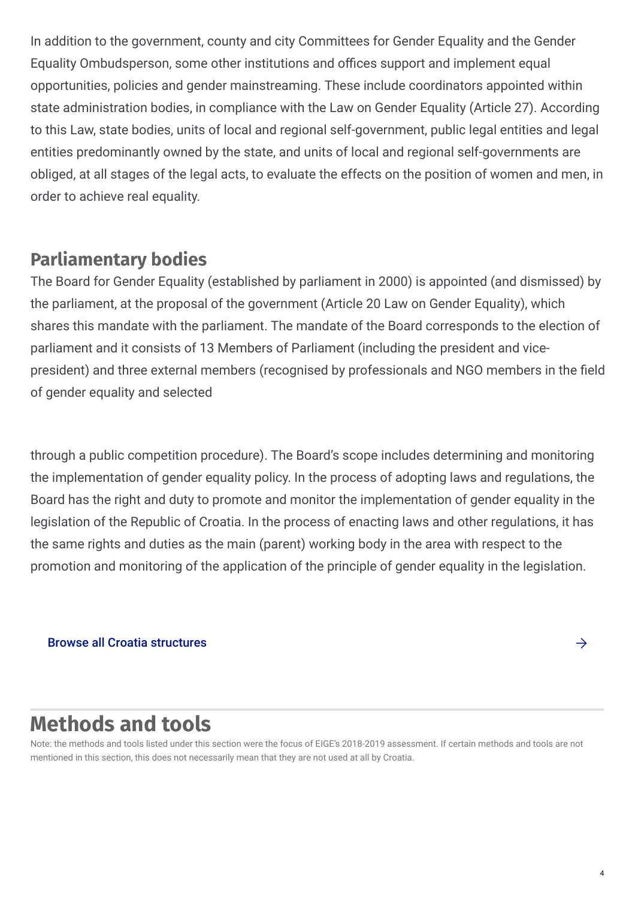In addition to the government, county and city Committees for Gender Equality and the Gender Equality Ombudsperson, some other institutions and offices support and implement equal opportunities, policies and gender mainstreaming. These include coordinators appointed within state administration bodies, in compliance with the Law on Gender Equality (Article 27). According to this Law, state bodies, units of local and regional self-government, public legal entities and legal entities predominantly owned by the state, and units of local and regional self-governments are obliged, at all stages of the legal acts, to evaluate the effects on the position of women and men, in order to achieve real equality.

## Parliamentary bodies

The Board for Gender Equality (established by parliament in 2000) is appointed (and dismissed) by the parliament, at the proposal of the government (Article 20 Law on Gender Equality), which shares this mandate with the parliament. The mandate of the Board corresponds to the election of parliament and it consists of 13 Members of Parliament (including the president and vice-president) and three external members (recognised by professionals and NGO members in the field of gender equality and selected through a public competition procedure). The Board's scope includes determining and monitoring the implementation of gender equality policy. In the process of adopting laws and regulations, the Board has the right and duty to promote and monitor the implementation of gender equality in the legislation of the Republic of Croatia. In the process of enacting laws and other regulations, it has the same rights and duties as the main (parent) working body in the area with respect to the promotion and monitoring of the application of the principle of gender equality in the legislation.

Browse all Croatia structures →

# Methods and tools

Note: the methods and tools listed under this section were the focus of EIGE's 2018-2019 assessment. If certain methods and tools are not mentioned in this section, this does not necessarily mean that they are not used at all by Croatia.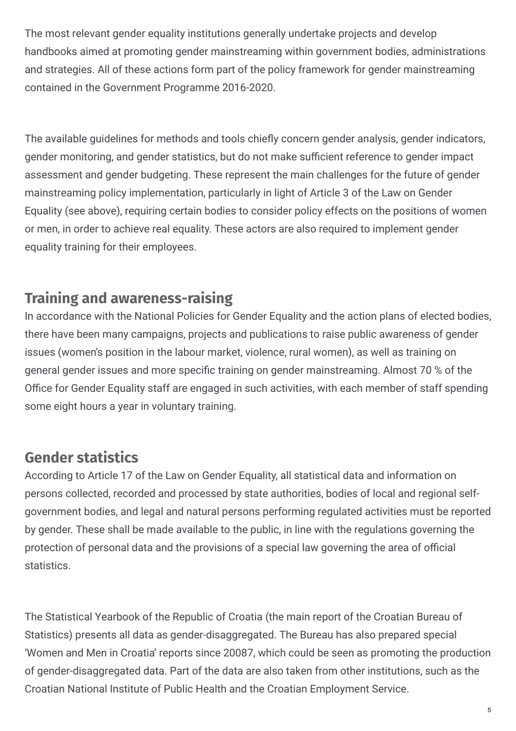The most relevant gender equality institutions generally undertake projects and develop handbooks aimed at promoting gender mainstreaming within government bodies, administrations and strategies. All of these actions form part of the policy framework for gender mainstreaming contained in the Government Programme 2016-2020.

The available guidelines for methods and tools chiefly concern gender analysis, gender indicators, gender monitoring, and gender statistics, but do not make sufficient reference to gender impact assessment and gender budgeting. These represent the main challenges for the future of gender mainstreaming policy implementation, particularly in light of Article 3 of the Law on Gender Equality (see above), requiring certain bodies to consider policy effects on the positions of women or men, in order to achieve real equality. These actors are also required to implement gender equality training for their employees.

## Training and awareness-raising

In accordance with the National Policies for Gender Equality and the action plans of elected bodies, there have been many campaigns, projects and publications to raise public awareness of gender issues (women's position in the labour market, violence, rural women), as well as training on general gender issues and more specific training on gender mainstreaming. Almost 70 % of the Office for Gender Equality staff are engaged in such activities, with each member of staff spending some eight hours a year in voluntary training.

## Gender statistics

According to Article 17 of the Law on Gender Equality, all statistical data and information on persons collected, recorded and processed by state authorities, bodies of local and regional self-government bodies, and legal and natural persons performing regulated activities must be reported by gender. These shall be made available to the public, in line with the regulations governing the protection of personal data and the provisions of a special law governing the area of official statistics.

The Statistical Yearbook of the Republic of Croatia (the main report of the Croatian Bureau of Statistics) presents all data as gender-disaggregated. The Bureau has also prepared special 'Women and Men in Croatia' reports since 20087, which could be seen as promoting the production of gender-disaggregated data. Part of the data are also taken from other institutions, such as the Croatian National Institute of Public Health and the Croatian Employment Service.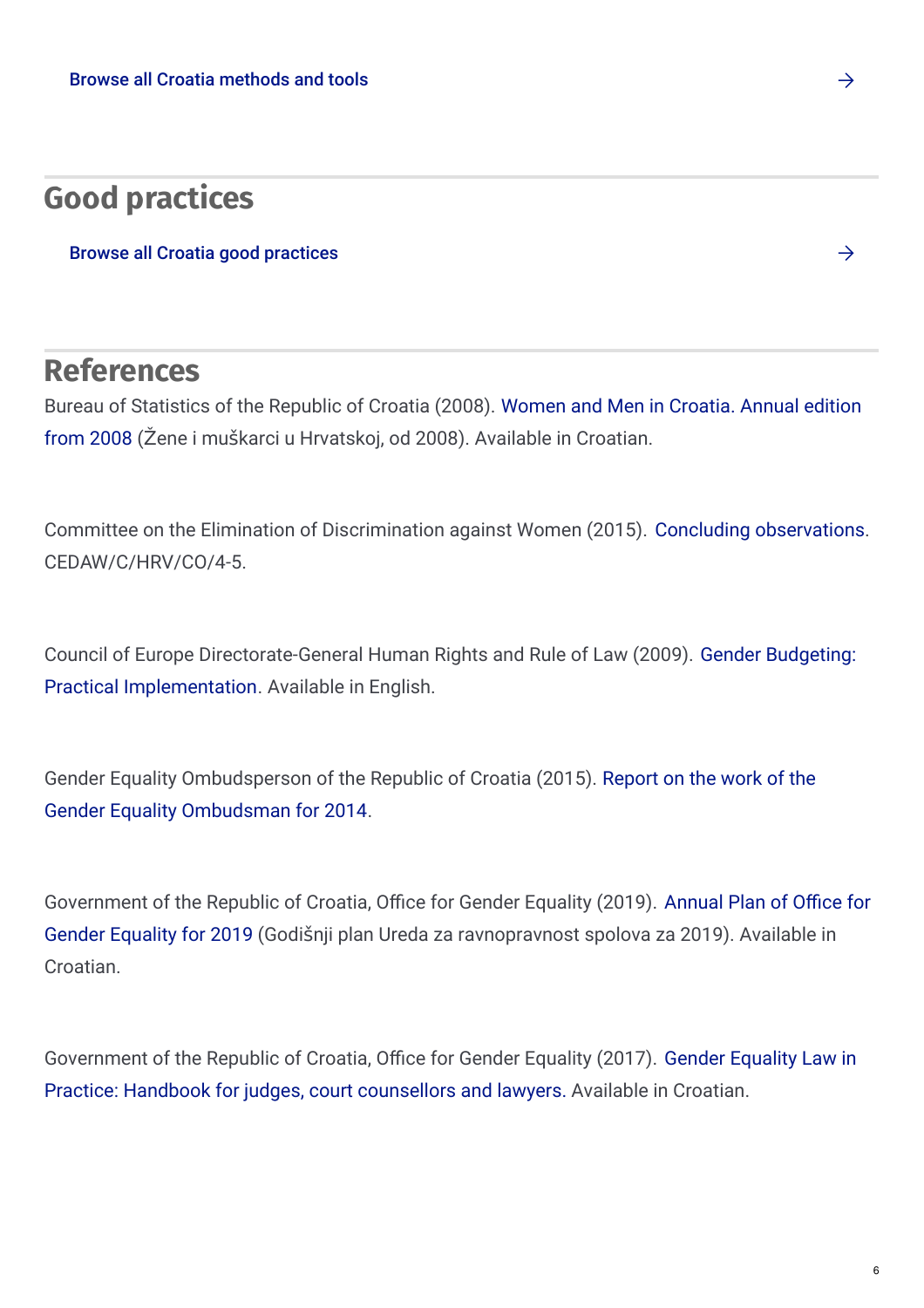Browse all Croatia methods and tools →

## Good practices

Browse all Croatia good practices →

## References

Bureau of Statistics of the Republic of Croatia (2008). Women and Men in Croatia. Annual edition from 2008 (Žene i muškarci u Hrvatskoj, od 2008). Available in Croatian.

Committee on the Elimination of Discrimination against Women (2015). Concluding observations. CEDAW/C/HRV/CO/4-5.

Council of Europe Directorate-General Human Rights and Rule of Law (2009). Gender Budgeting: Practical Implementation. Available in English.

Gender Equality Ombudsperson of the Republic of Croatia (2015). Report on the work of the Gender Equality Ombudsman for 2014.

Government of the Republic of Croatia, Office for Gender Equality (2019). Annual Plan of Office for Gender Equality for 2019 (Godišnji plan Ureda za ravnopravnost spolova za 2019). Available in Croatian.

Government of the Republic of Croatia, Office for Gender Equality (2017). Gender Equality Law in Practice: Handbook for judges, court counsellors and lawyers. Available in Croatian.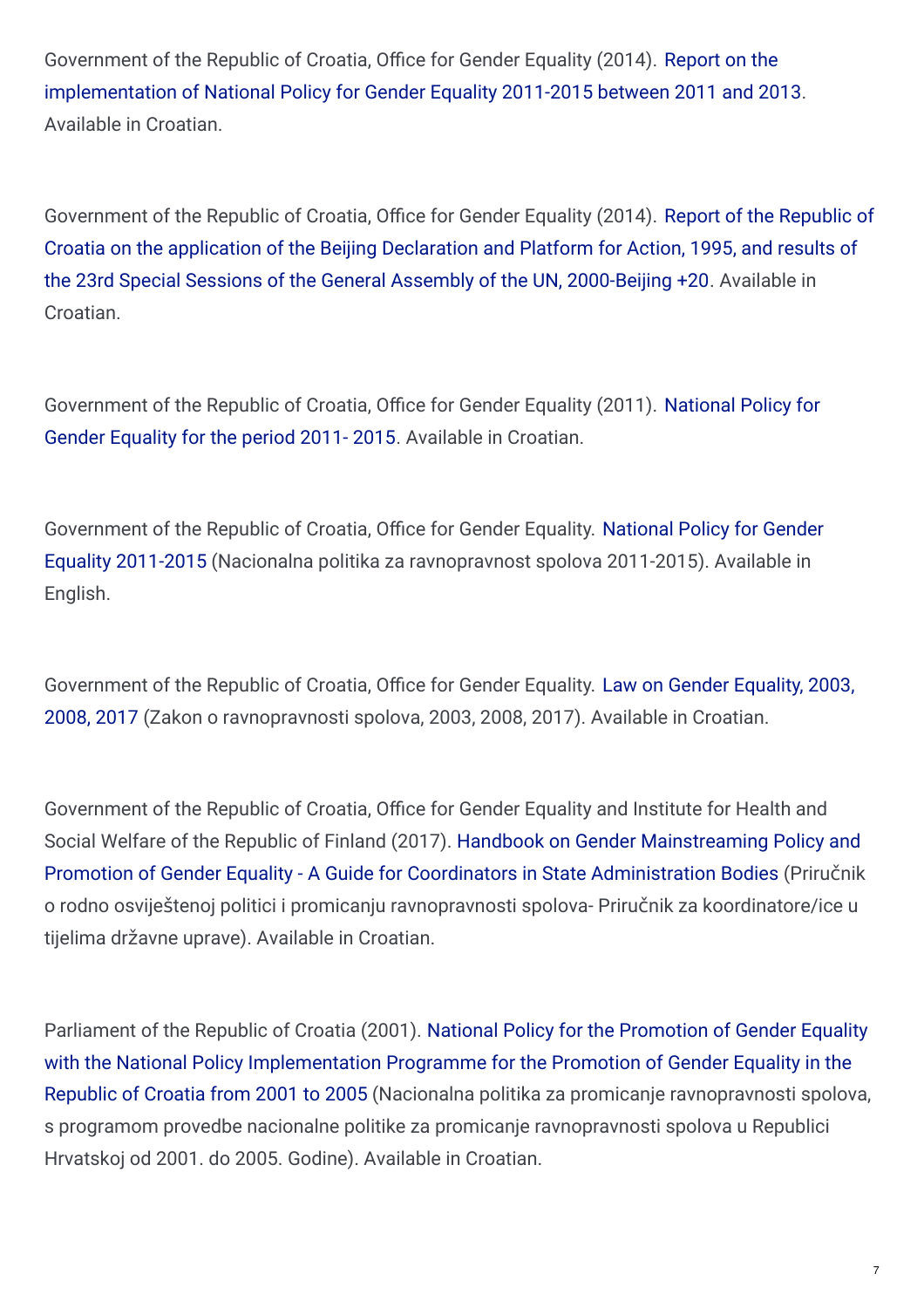Government of the Republic of Croatia, Office for Gender Equality (2014). Report on the implementation of National Policy for Gender Equality 2011-2015 between 2011 and 2013. Available in Croatian.

Government of the Republic of Croatia, Office for Gender Equality (2014). Report of the Republic of Croatia on the application of the Beijing Declaration and Platform for Action, 1995, and results of the 23rd Special Sessions of the General Assembly of the UN, 2000-Beijing +20. Available in Croatian.

Government of the Republic of Croatia, Office for Gender Equality (2011). National Policy for Gender Equality for the period 2011- 2015. Available in Croatian.

Government of the Republic of Croatia, Office for Gender Equality. National Policy for Gender Equality 2011-2015 (Nacionalna politika za ravnopravnost spolova 2011-2015). Available in English.

Government of the Republic of Croatia, Office for Gender Equality. Law on Gender Equality, 2003, 2008, 2017 (Zakon o ravnopravnosti spolova, 2003, 2008, 2017). Available in Croatian.

Government of the Republic of Croatia, Office for Gender Equality and Institute for Health and Social Welfare of the Republic of Finland (2017). Handbook on Gender Mainstreaming Policy and Promotion of Gender Equality - A Guide for Coordinators in State Administration Bodies (Priručnik o rodno osviještenoj politici i promicanju ravnopravnosti spolova- Priručnik za koordinatore/ice u tijelima državne uprave). Available in Croatian.

Parliament of the Republic of Croatia (2001). National Policy for the Promotion of Gender Equality with the National Policy Implementation Programme for the Promotion of Gender Equality in the Republic of Croatia from 2001 to 2005 (Nacionalna politika za promicanje ravnopravnosti spolova, s programom provedbe nacionalne politike za promicanje ravnopravnosti spolova u Republici Hrvatskoj od 2001. do 2005. Godine). Available in Croatian.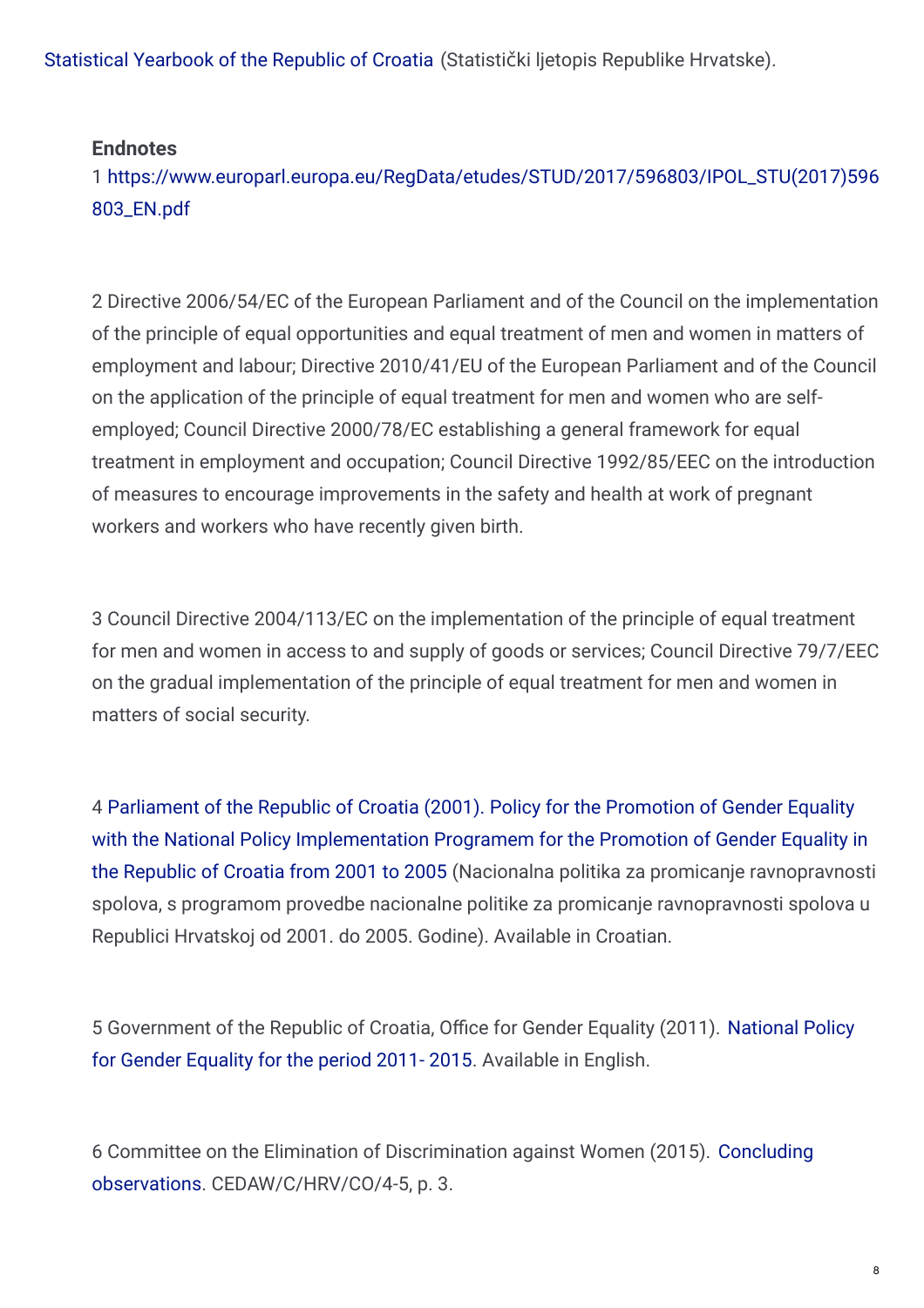Statistical Yearbook of the Republic of Croatia (Statistički ljetopis Republike Hrvatske).

**Endnotes**

1 https://www.europarl.europa.eu/RegData/etudes/STUD/2017/596803/IPOL_STU(2017)596803_EN.pdf

2 Directive 2006/54/EC of the European Parliament and of the Council on the implementation of the principle of equal opportunities and equal treatment of men and women in matters of employment and labour; Directive 2010/41/EU of the European Parliament and of the Council on the application of the principle of equal treatment for men and women who are self-employed; Council Directive 2000/78/EC establishing a general framework for equal treatment in employment and occupation; Council Directive 1992/85/EEC on the introduction of measures to encourage improvements in the safety and health at work of pregnant workers and workers who have recently given birth.

3 Council Directive 2004/113/EC on the implementation of the principle of equal treatment for men and women in access to and supply of goods or services; Council Directive 79/7/EEC on the gradual implementation of the principle of equal treatment for men and women in matters of social security.

4 Parliament of the Republic of Croatia (2001). Policy for the Promotion of Gender Equality with the National Policy Implementation Programem for the Promotion of Gender Equality in the Republic of Croatia from 2001 to 2005 (Nacionalna politika za promicanje ravnopravnosti spolova, s programom provedbe nacionalne politike za promicanje ravnopravnosti spolova u Republici Hrvatskoj od 2001. do 2005. Godine). Available in Croatian.

5 Government of the Republic of Croatia, Office for Gender Equality (2011). National Policy for Gender Equality for the period 2011- 2015. Available in English.

6 Committee on the Elimination of Discrimination against Women (2015). Concluding observations. CEDAW/C/HRV/CO/4-5, p. 3.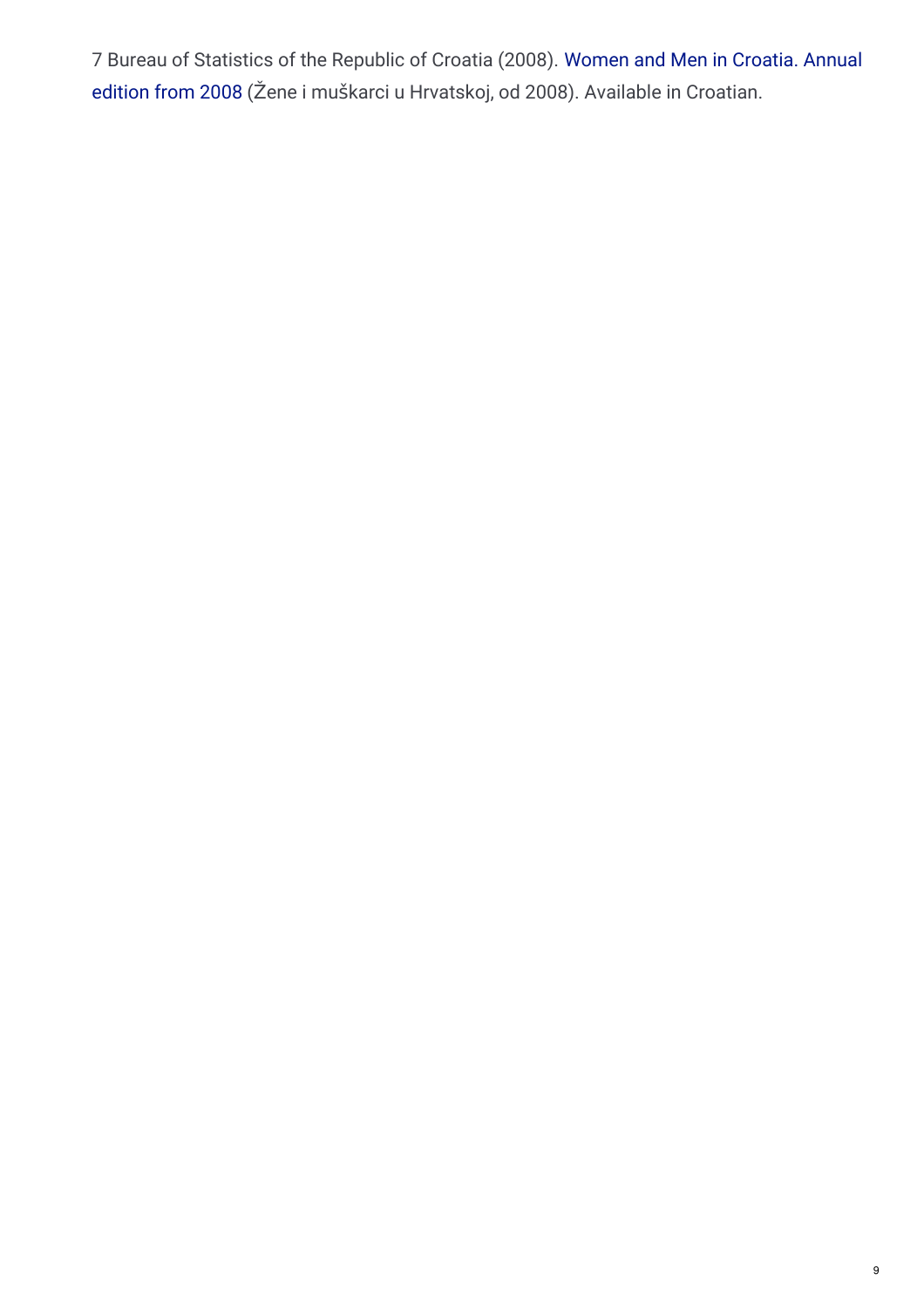7 Bureau of Statistics of the Republic of Croatia (2008). Women and Men in Croatia. Annual edition from 2008 (Žene i muškarci u Hrvatskoj, od 2008). Available in Croatian.